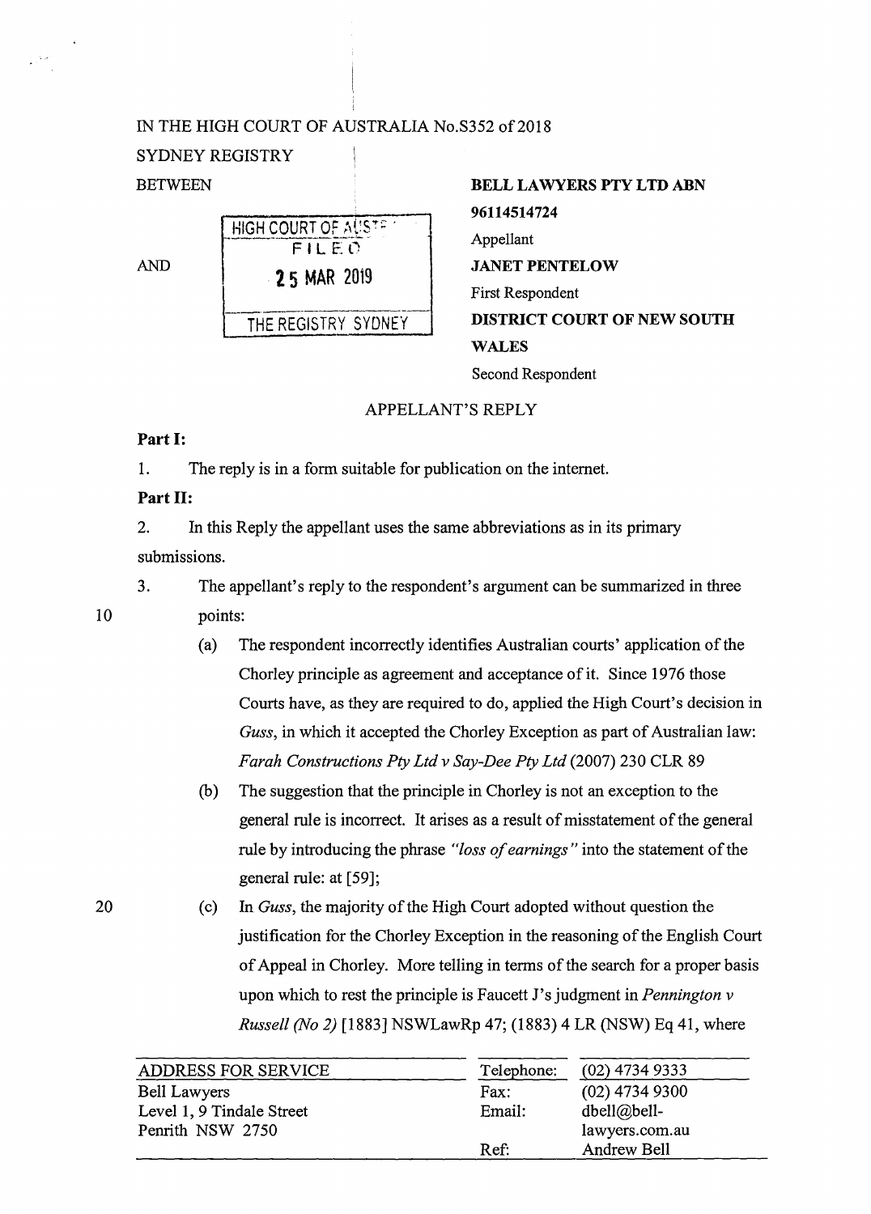IN THE HIGH COURT OF AUSTRALIA No.S352 of 2018

SYDNEY REGISTRY

BETWEEN

**BELL LAWYERS PTY LTD ABN 96114514724**

Appellant

AND

**JANET PENTELOW**

First Respondent

**DISTRICT COURT OF NEW SOUTH WALES**

Second Respondent

HIGH COURT OF AUSTRALIA
FILED
25 MAR 2019
THE REGISTRY SYDNEY

APPELLANT'S REPLY

**Part I:**

1. The reply is in a form suitable for publication on the internet.

**Part II:**

2. In this Reply the appellant uses the same abbreviations as in its primary submissions.

3. The appellant's reply to the respondent's argument can be summarized in three points:

   (a) The respondent incorrectly identifies Australian courts' application of the Chorley principle as agreement and acceptance of it. Since 1976 those Courts have, as they are required to do, applied the High Court's decision in *Guss*, in which it accepted the Chorley Exception as part of Australian law: *Farah Constructions Pty Ltd v Say-Dee Pty Ltd* (2007) 230 CLR 89

   (b) The suggestion that the principle in Chorley is not an exception to the general rule is incorrect. It arises as a result of misstatement of the general rule by introducing the phrase *"loss of earnings"* into the statement of the general rule: at [59];

   (c) In *Guss*, the majority of the High Court adopted without question the justification for the Chorley Exception in the reasoning of the English Court of Appeal in Chorley. More telling in terms of the search for a proper basis upon which to rest the principle is Faucett J's judgment in *Pennington v Russell (No 2)* [1883] NSWLawRp 47; (1883) 4 LR (NSW) Eq 41, where

| ADDRESS FOR SERVICE | Telephone: | (02) 4734 9333 |
|---|---|---|
| Bell Lawyers | Fax: | (02) 4734 9300 |
| Level 1, 9 Tindale Street | Email: | dbell@bell-lawyers.com.au |
| Penrith NSW 2750 | Ref: | Andrew Bell |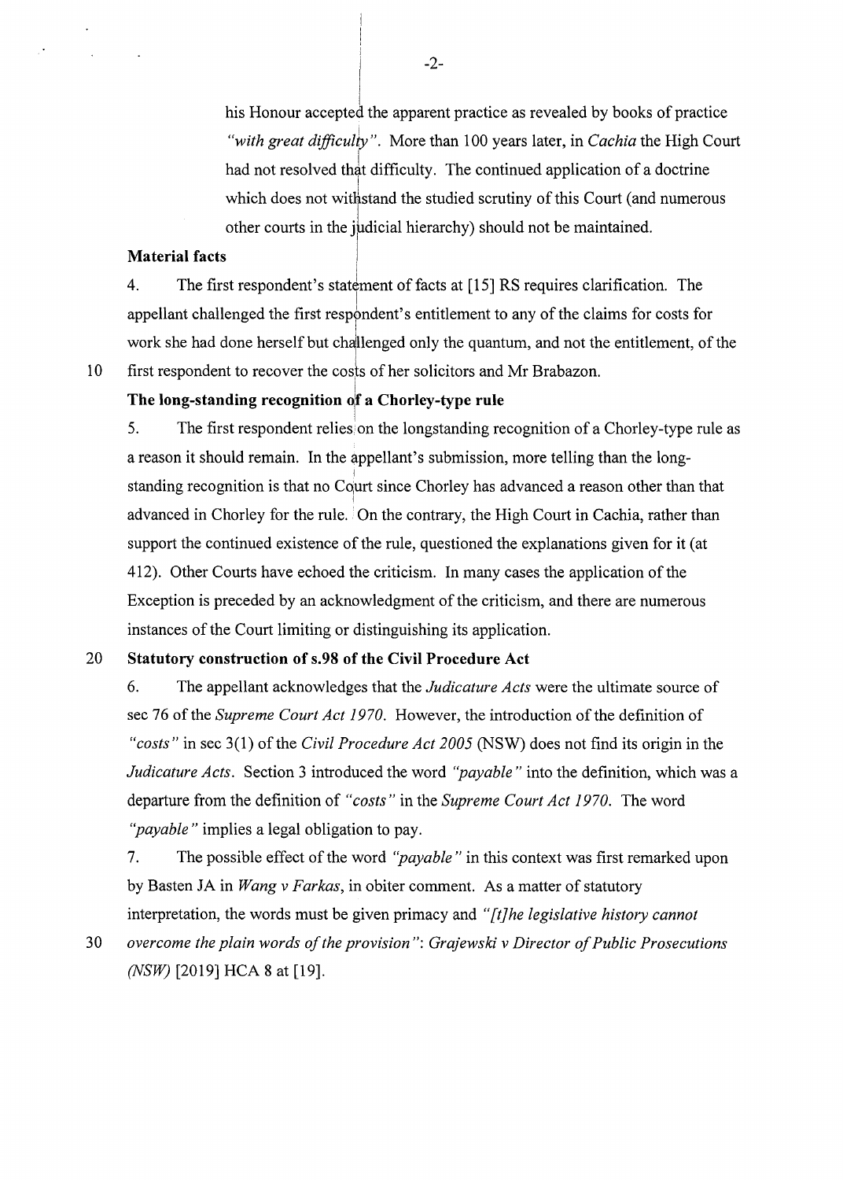his Honour accepted the apparent practice as revealed by books of practice *"with great difficulty"*. More than 100 years later, in *Cachia* the High Court had not resolved that difficulty. The continued application of a doctrine which does not withstand the studied scrutiny of this Court (and numerous other courts in the judicial hierarchy) should not be maintained.

**Material facts**

4. The first respondent's statement of facts at [15] RS requires clarification. The appellant challenged the first respondent's entitlement to any of the claims for costs for work she had done herself but challenged only the quantum, and not the entitlement, of the first respondent to recover the costs of her solicitors and Mr Brabazon.

**The long-standing recognition of a Chorley-type rule**

5. The first respondent relies on the longstanding recognition of a Chorley-type rule as a reason it should remain. In the appellant's submission, more telling than the long-standing recognition is that no Court since Chorley has advanced a reason other than that advanced in Chorley for the rule. On the contrary, the High Court in Cachia, rather than support the continued existence of the rule, questioned the explanations given for it (at 412). Other Courts have echoed the criticism. In many cases the application of the Exception is preceded by an acknowledgment of the criticism, and there are numerous instances of the Court limiting or distinguishing its application.

**Statutory construction of s.98 of the Civil Procedure Act**

6. The appellant acknowledges that the *Judicature Acts* were the ultimate source of sec 76 of the *Supreme Court Act 1970*. However, the introduction of the definition of *"costs"* in sec 3(1) of the *Civil Procedure Act 2005* (NSW) does not find its origin in the *Judicature Acts*. Section 3 introduced the word *"payable"* into the definition, which was a departure from the definition of *"costs"* in the *Supreme Court Act 1970*. The word *"payable"* implies a legal obligation to pay.

7. The possible effect of the word *"payable"* in this context was first remarked upon by Basten JA in *Wang v Farkas*, in obiter comment. As a matter of statutory interpretation, the words must be given primacy and *"[t]he legislative history cannot overcome the plain words of the provision"*: *Grajewski v Director of Public Prosecutions (NSW)* [2019] HCA 8 at [19].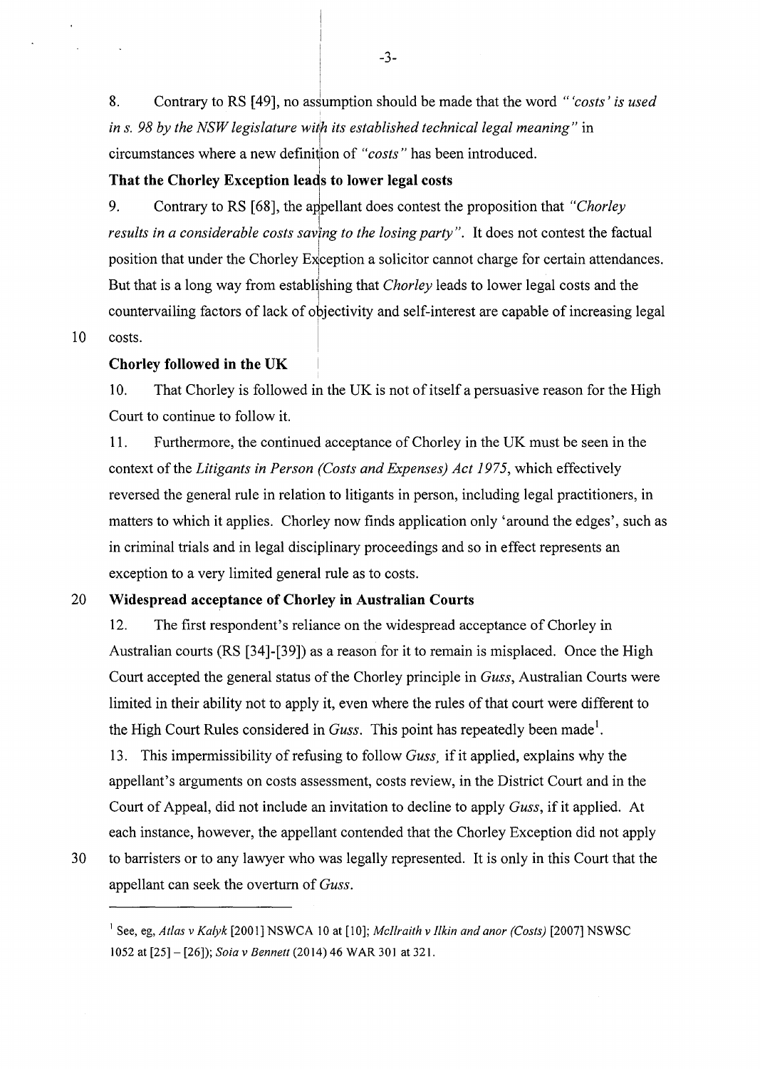8. Contrary to RS [49], no assumption should be made that the word *"'costs' is used in s. 98 by the NSW legislature with its established technical legal meaning"* in circumstances where a new definition of *"costs"* has been introduced.

**That the Chorley Exception leads to lower legal costs**

9. Contrary to RS [68], the appellant does contest the proposition that *"Chorley results in a considerable costs saving to the losing party"*. It does not contest the factual position that under the Chorley Exception a solicitor cannot charge for certain attendances. But that is a long way from establishing that *Chorley* leads to lower legal costs and the countervailing factors of lack of objectivity and self-interest are capable of increasing legal costs.

**Chorley followed in the UK**

10. That Chorley is followed in the UK is not of itself a persuasive reason for the High Court to continue to follow it.

11. Furthermore, the continued acceptance of Chorley in the UK must be seen in the context of the *Litigants in Person (Costs and Expenses) Act 1975*, which effectively reversed the general rule in relation to litigants in person, including legal practitioners, in matters to which it applies. Chorley now finds application only 'around the edges', such as in criminal trials and in legal disciplinary proceedings and so in effect represents an exception to a very limited general rule as to costs.

**Widespread acceptance of Chorley in Australian Courts**

12. The first respondent's reliance on the widespread acceptance of Chorley in Australian courts (RS [34]-[39]) as a reason for it to remain is misplaced. Once the High Court accepted the general status of the Chorley principle in *Guss*, Australian Courts were limited in their ability not to apply it, even where the rules of that court were different to the High Court Rules considered in *Guss*. This point has repeatedly been made[1].

13. This impermissibility of refusing to follow *Guss*, if it applied, explains why the appellant's arguments on costs assessment, costs review, in the District Court and in the Court of Appeal, did not include an invitation to decline to apply *Guss*, if it applied. At each instance, however, the appellant contended that the Chorley Exception did not apply to barristers or to any lawyer who was legally represented. It is only in this Court that the appellant can seek the overturn of *Guss*.

---

[1] See, eg, *Atlas v Kalyk* [2001] NSWCA 10 at [10]; *McIlraith v Ilkin and anor (Costs)* [2007] NSWSC 1052 at [25] – [26]); *Soia v Bennett* (2014) 46 WAR 301 at 321.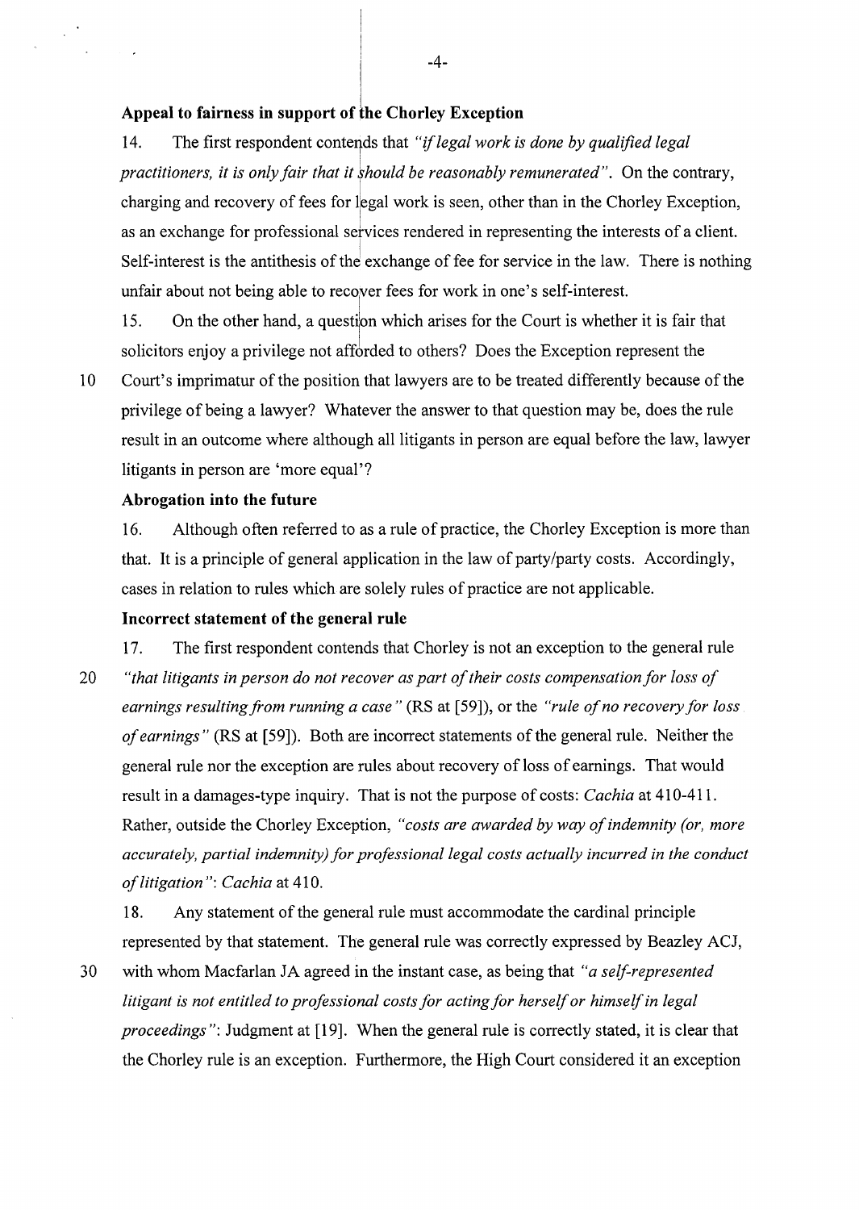**Appeal to fairness in support of the Chorley Exception**

14. The first respondent contends that *"if legal work is done by qualified legal practitioners, it is only fair that it should be reasonably remunerated"*. On the contrary, charging and recovery of fees for legal work is seen, other than in the Chorley Exception, as an exchange for professional services rendered in representing the interests of a client. Self-interest is the antithesis of the exchange of fee for service in the law. There is nothing unfair about not being able to recover fees for work in one's self-interest.

15. On the other hand, a question which arises for the Court is whether it is fair that solicitors enjoy a privilege not afforded to others? Does the Exception represent the Court's imprimatur of the position that lawyers are to be treated differently because of the privilege of being a lawyer? Whatever the answer to that question may be, does the rule result in an outcome where although all litigants in person are equal before the law, lawyer litigants in person are 'more equal'?

**Abrogation into the future**

16. Although often referred to as a rule of practice, the Chorley Exception is more than that. It is a principle of general application in the law of party/party costs. Accordingly, cases in relation to rules which are solely rules of practice are not applicable.

**Incorrect statement of the general rule**

17. The first respondent contends that Chorley is not an exception to the general rule *"that litigants in person do not recover as part of their costs compensation for loss of earnings resulting from running a case"* (RS at [59]), or the *"rule of no recovery for loss of earnings"* (RS at [59]). Both are incorrect statements of the general rule. Neither the general rule nor the exception are rules about recovery of loss of earnings. That would result in a damages-type inquiry. That is not the purpose of costs: *Cachia* at 410-411. Rather, outside the Chorley Exception, *"costs are awarded by way of indemnity (or, more accurately, partial indemnity) for professional legal costs actually incurred in the conduct of litigation"*: *Cachia* at 410.

18. Any statement of the general rule must accommodate the cardinal principle represented by that statement. The general rule was correctly expressed by Beazley ACJ, with whom Macfarlan JA agreed in the instant case, as being that *"a self-represented litigant is not entitled to professional costs for acting for herself or himself in legal proceedings"*: Judgment at [19]. When the general rule is correctly stated, it is clear that the Chorley rule is an exception. Furthermore, the High Court considered it an exception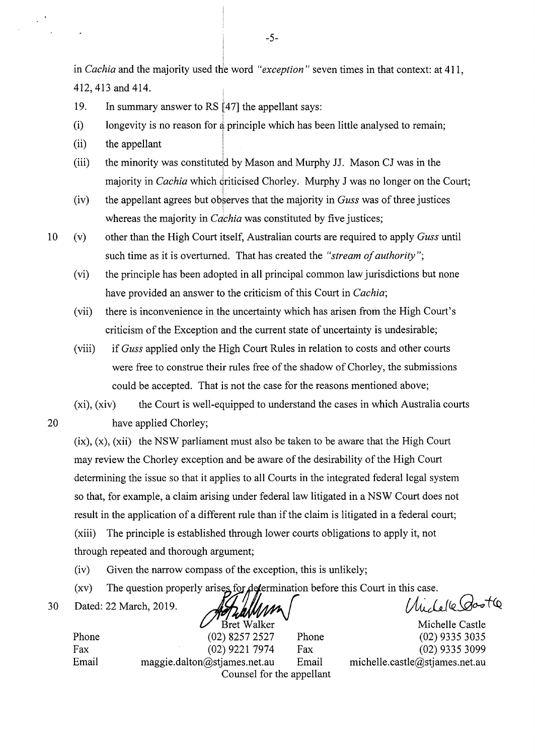in *Cachia* and the majority used the word *"exception"* seven times in that context: at 411, 412, 413 and 414.

19. In summary answer to RS [47] the appellant says:

(i) longevity is no reason for a principle which has been little analysed to remain;

(ii) the appellant

(iii) the minority was constituted by Mason and Murphy JJ. Mason CJ was in the majority in *Cachia* which criticised Chorley. Murphy J was no longer on the Court;

(iv) the appellant agrees but observes that the majority in *Guss* was of three justices whereas the majority in *Cachia* was constituted by five justices;

(v) other than the High Court itself, Australian courts are required to apply *Guss* until such time as it is overturned. That has created the *"stream of authority"*;

(vi) the principle has been adopted in all principal common law jurisdictions but none have provided an answer to the criticism of this Court in *Cachia*;

(vii) there is inconvenience in the uncertainty which has arisen from the High Court's criticism of the Exception and the current state of uncertainty is undesirable;

(viii) if *Guss* applied only the High Court Rules in relation to costs and other courts were free to construe their rules free of the shadow of Chorley, the submissions could be accepted. That is not the case for the reasons mentioned above;

(xi), (xiv) the Court is well-equipped to understand the cases in which Australia courts have applied Chorley;

(ix), (x), (xii) the NSW parliament must also be taken to be aware that the High Court may review the Chorley exception and be aware of the desirability of the High Court determining the issue so that it applies to all Courts in the integrated federal legal system so that, for example, a claim arising under federal law litigated in a NSW Court does not result in the application of a different rule than if the claim is litigated in a federal court;

(xiii) The principle is established through lower courts obligations to apply it, not through repeated and thorough argument;

(iv) Given the narrow compass of the exception, this is unlikely;

(xv) The question properly arises for determination before this Court in this case.

Dated: 22 March, 2019.

| | | | |
|---|---|---|---|
| | Bret Walker | | Michelle Castle |
| Phone | (02) 8257 2527 | Phone | (02) 9335 3035 |
| Fax | (02) 9221 7974 | Fax | (02) 9335 3099 |
| Email | maggie.dalton@stjames.net.au | Email | michelle.castle@stjames.net.au |

Counsel for the appellant